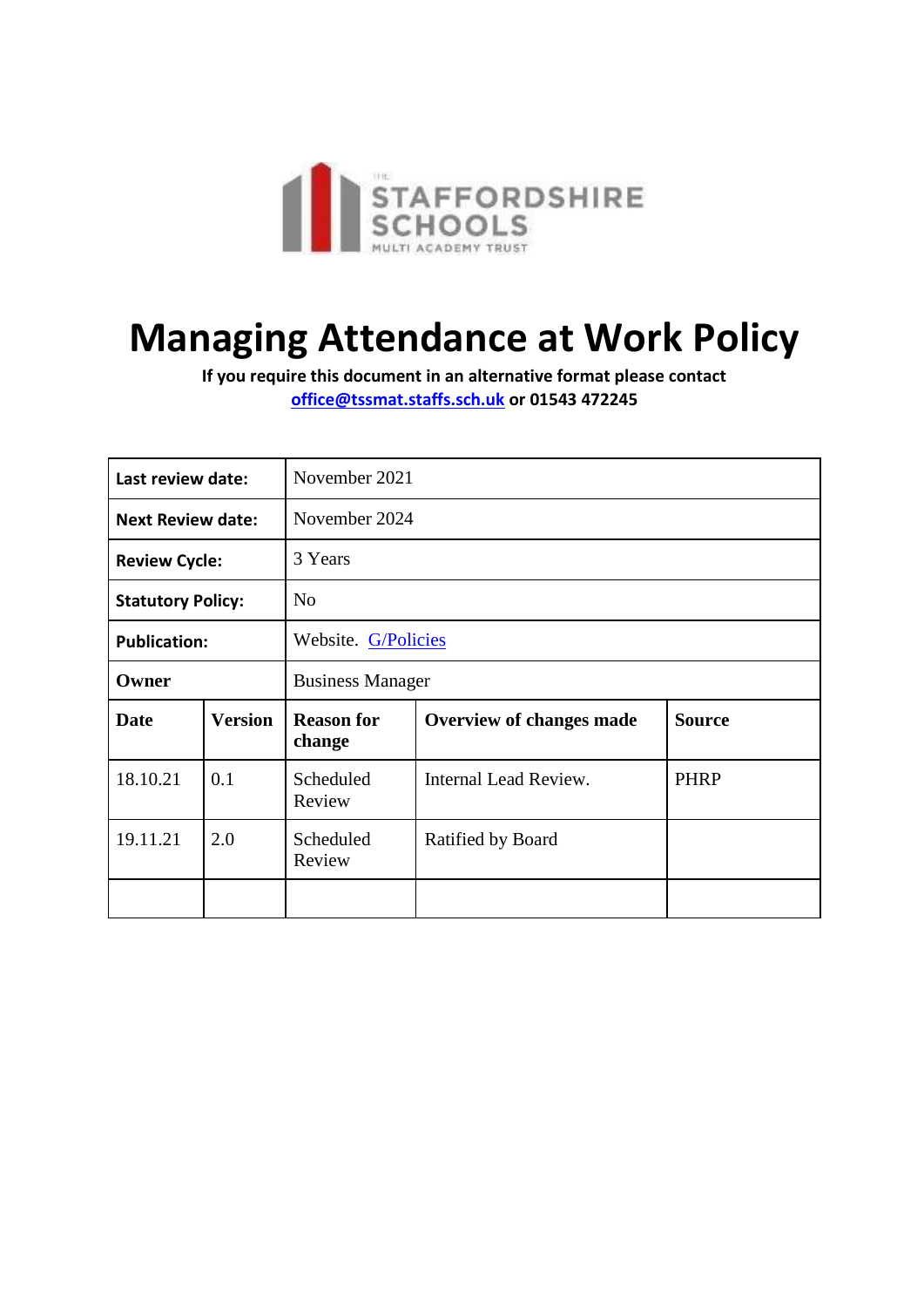THE STAFFORDSHIRE SCHOOLS MULTI ACADEMY TRUST

# Managing Attendance at Work Policy

**If you require this document in an alternative format please contact office@tssmat.staffs.sch.uk or 01543 472245**

| **Last review date:** | November 2021 | | | |
|---|---|---|---|---|
| **Next Review date:** | November 2024 | | | |
| **Review Cycle:** | 3 Years | | | |
| **Statutory Policy:** | No | | | |
| **Publication:** | Website. G/Policies | | | |
| **Owner** | Business Manager | | | |
| **Date** | **Version** | **Reason for change** | **Overview of changes made** | **Source** |
| 18.10.21 | 0.1 | Scheduled Review | Internal Lead Review. | PHRP |
| 19.11.21 | 2.0 | Scheduled Review | Ratified by Board | |
| | | | | |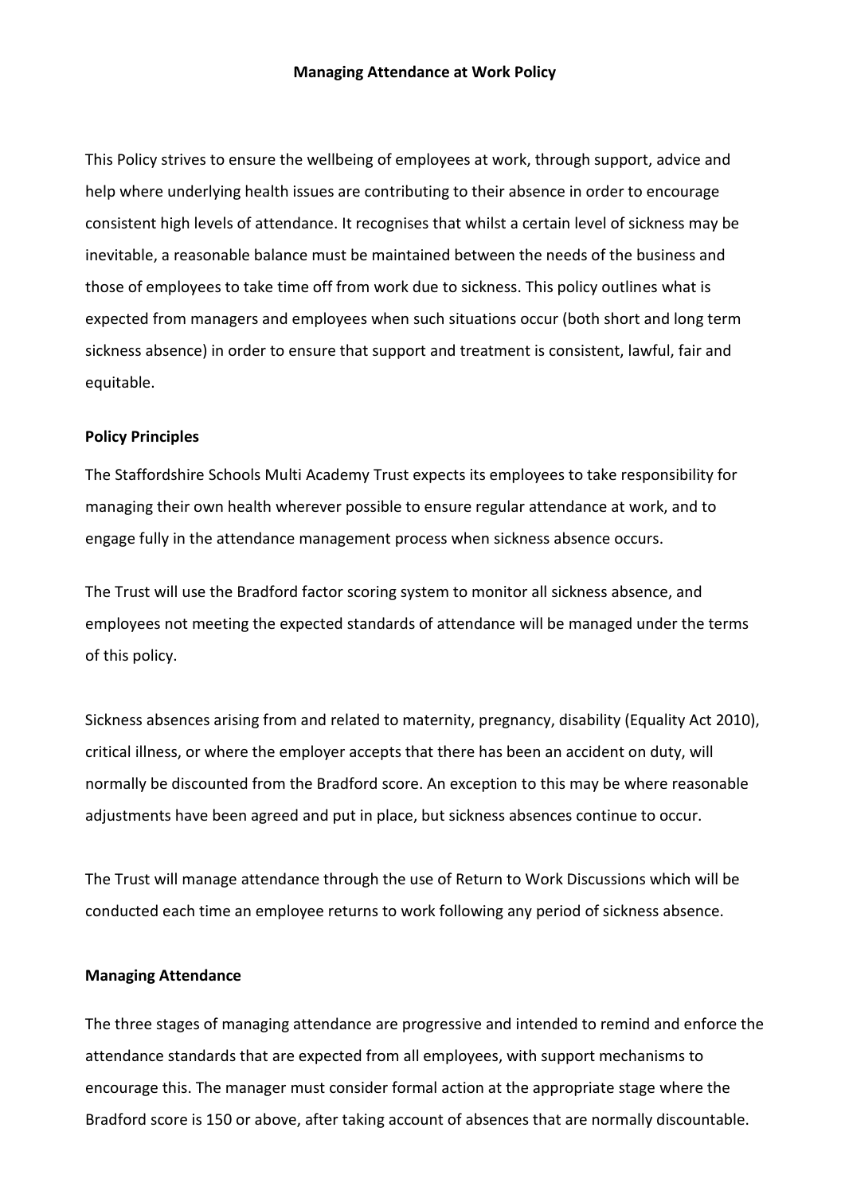# Managing Attendance at Work Policy

This Policy strives to ensure the wellbeing of employees at work, through support, advice and help where underlying health issues are contributing to their absence in order to encourage consistent high levels of attendance. It recognises that whilst a certain level of sickness may be inevitable, a reasonable balance must be maintained between the needs of the business and those of employees to take time off from work due to sickness. This policy outlines what is expected from managers and employees when such situations occur (both short and long term sickness absence) in order to ensure that support and treatment is consistent, lawful, fair and equitable.

## Policy Principles

The Staffordshire Schools Multi Academy Trust expects its employees to take responsibility for managing their own health wherever possible to ensure regular attendance at work, and to engage fully in the attendance management process when sickness absence occurs.

The Trust will use the Bradford factor scoring system to monitor all sickness absence, and employees not meeting the expected standards of attendance will be managed under the terms of this policy.

Sickness absences arising from and related to maternity, pregnancy, disability (Equality Act 2010), critical illness, or where the employer accepts that there has been an accident on duty, will normally be discounted from the Bradford score. An exception to this may be where reasonable adjustments have been agreed and put in place, but sickness absences continue to occur.

The Trust will manage attendance through the use of Return to Work Discussions which will be conducted each time an employee returns to work following any period of sickness absence.

## Managing Attendance

The three stages of managing attendance are progressive and intended to remind and enforce the attendance standards that are expected from all employees, with support mechanisms to encourage this. The manager must consider formal action at the appropriate stage where the Bradford score is 150 or above, after taking account of absences that are normally discountable.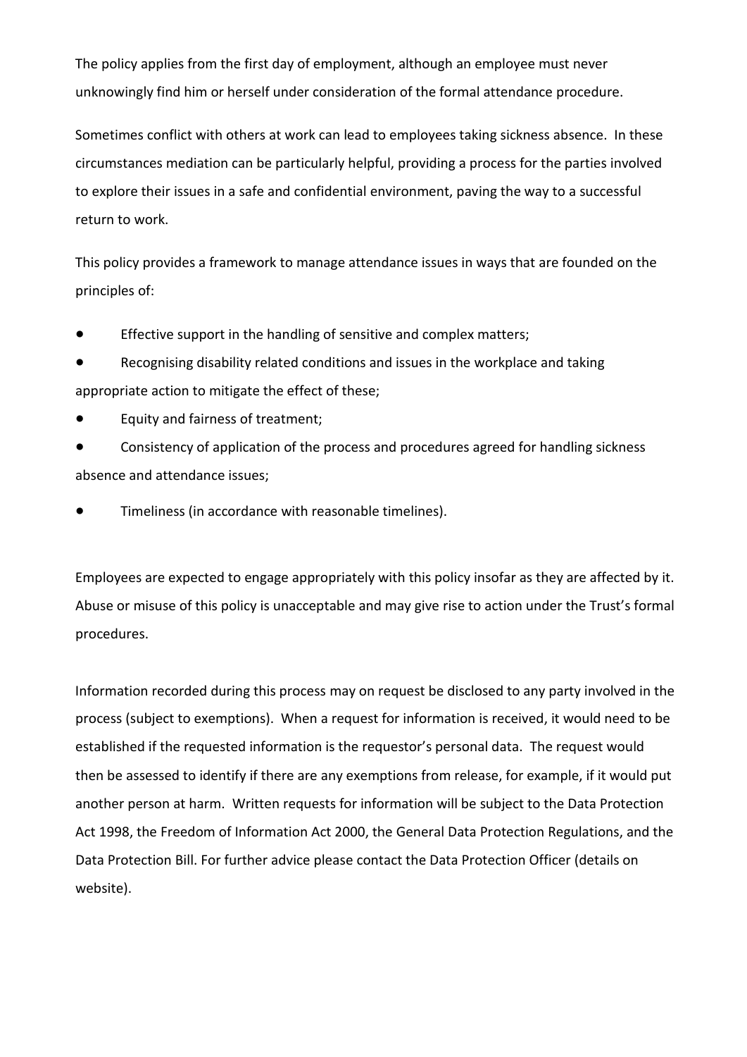The policy applies from the first day of employment, although an employee must never unknowingly find him or herself under consideration of the formal attendance procedure.

Sometimes conflict with others at work can lead to employees taking sickness absence. In these circumstances mediation can be particularly helpful, providing a process for the parties involved to explore their issues in a safe and confidential environment, paving the way to a successful return to work.

This policy provides a framework to manage attendance issues in ways that are founded on the principles of:

- Effective support in the handling of sensitive and complex matters;
- Recognising disability related conditions and issues in the workplace and taking appropriate action to mitigate the effect of these;
- Equity and fairness of treatment;
- Consistency of application of the process and procedures agreed for handling sickness absence and attendance issues;
- Timeliness (in accordance with reasonable timelines).

Employees are expected to engage appropriately with this policy insofar as they are affected by it. Abuse or misuse of this policy is unacceptable and may give rise to action under the Trust's formal procedures.

Information recorded during this process may on request be disclosed to any party involved in the process (subject to exemptions). When a request for information is received, it would need to be established if the requested information is the requestor's personal data. The request would then be assessed to identify if there are any exemptions from release, for example, if it would put another person at harm. Written requests for information will be subject to the Data Protection Act 1998, the Freedom of Information Act 2000, the General Data Protection Regulations, and the Data Protection Bill. For further advice please contact the Data Protection Officer (details on website).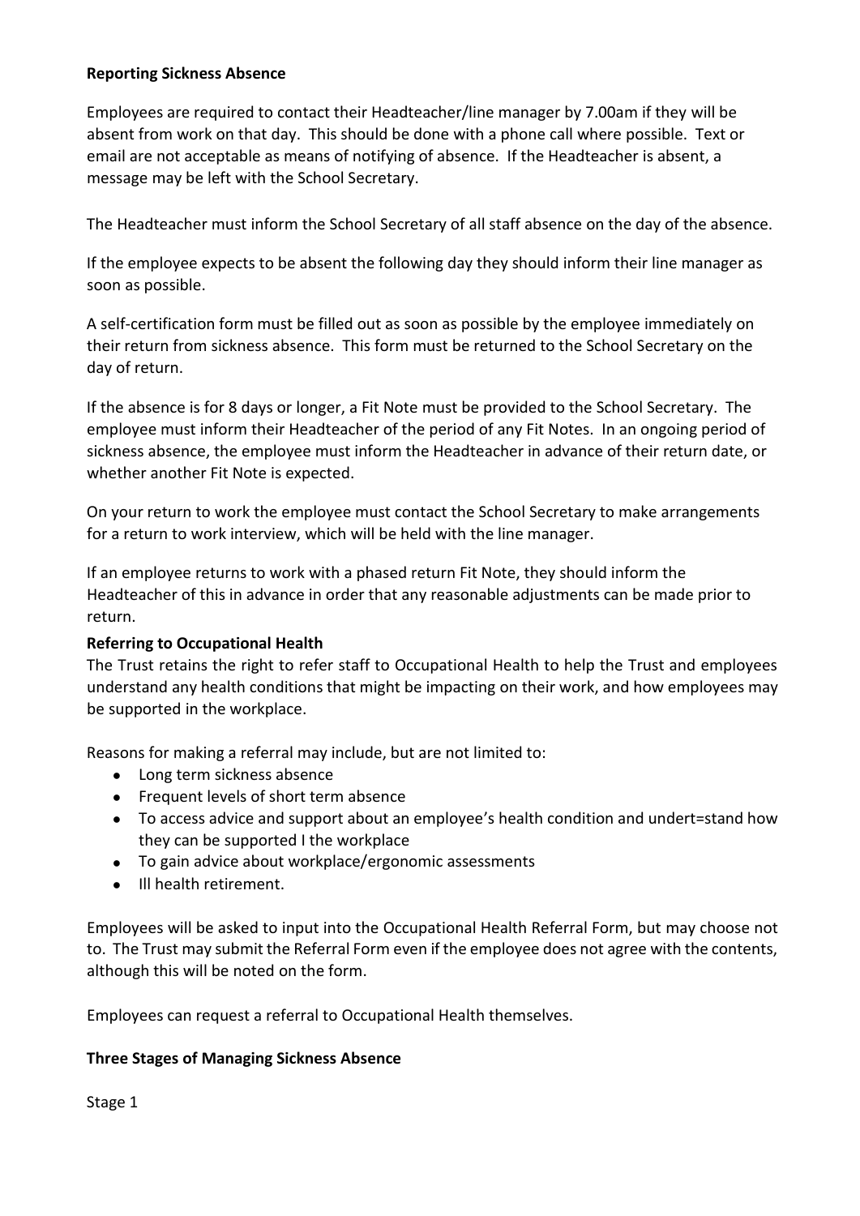**Reporting Sickness Absence**

Employees are required to contact their Headteacher/line manager by 7.00am if they will be absent from work on that day. This should be done with a phone call where possible. Text or email are not acceptable as means of notifying of absence. If the Headteacher is absent, a message may be left with the School Secretary.

The Headteacher must inform the School Secretary of all staff absence on the day of the absence.

If the employee expects to be absent the following day they should inform their line manager as soon as possible.

A self-certification form must be filled out as soon as possible by the employee immediately on their return from sickness absence. This form must be returned to the School Secretary on the day of return.

If the absence is for 8 days or longer, a Fit Note must be provided to the School Secretary. The employee must inform their Headteacher of the period of any Fit Notes. In an ongoing period of sickness absence, the employee must inform the Headteacher in advance of their return date, or whether another Fit Note is expected.

On your return to work the employee must contact the School Secretary to make arrangements for a return to work interview, which will be held with the line manager.

If an employee returns to work with a phased return Fit Note, they should inform the Headteacher of this in advance in order that any reasonable adjustments can be made prior to return.

**Referring to Occupational Health**

The Trust retains the right to refer staff to Occupational Health to help the Trust and employees understand any health conditions that might be impacting on their work, and how employees may be supported in the workplace.

Reasons for making a referral may include, but are not limited to:

- Long term sickness absence
- Frequent levels of short term absence
- To access advice and support about an employee's health condition and undert=stand how they can be supported I the workplace
- To gain advice about workplace/ergonomic assessments
- Ill health retirement.

Employees will be asked to input into the Occupational Health Referral Form, but may choose not to. The Trust may submit the Referral Form even if the employee does not agree with the contents, although this will be noted on the form.

Employees can request a referral to Occupational Health themselves.

**Three Stages of Managing Sickness Absence**

Stage 1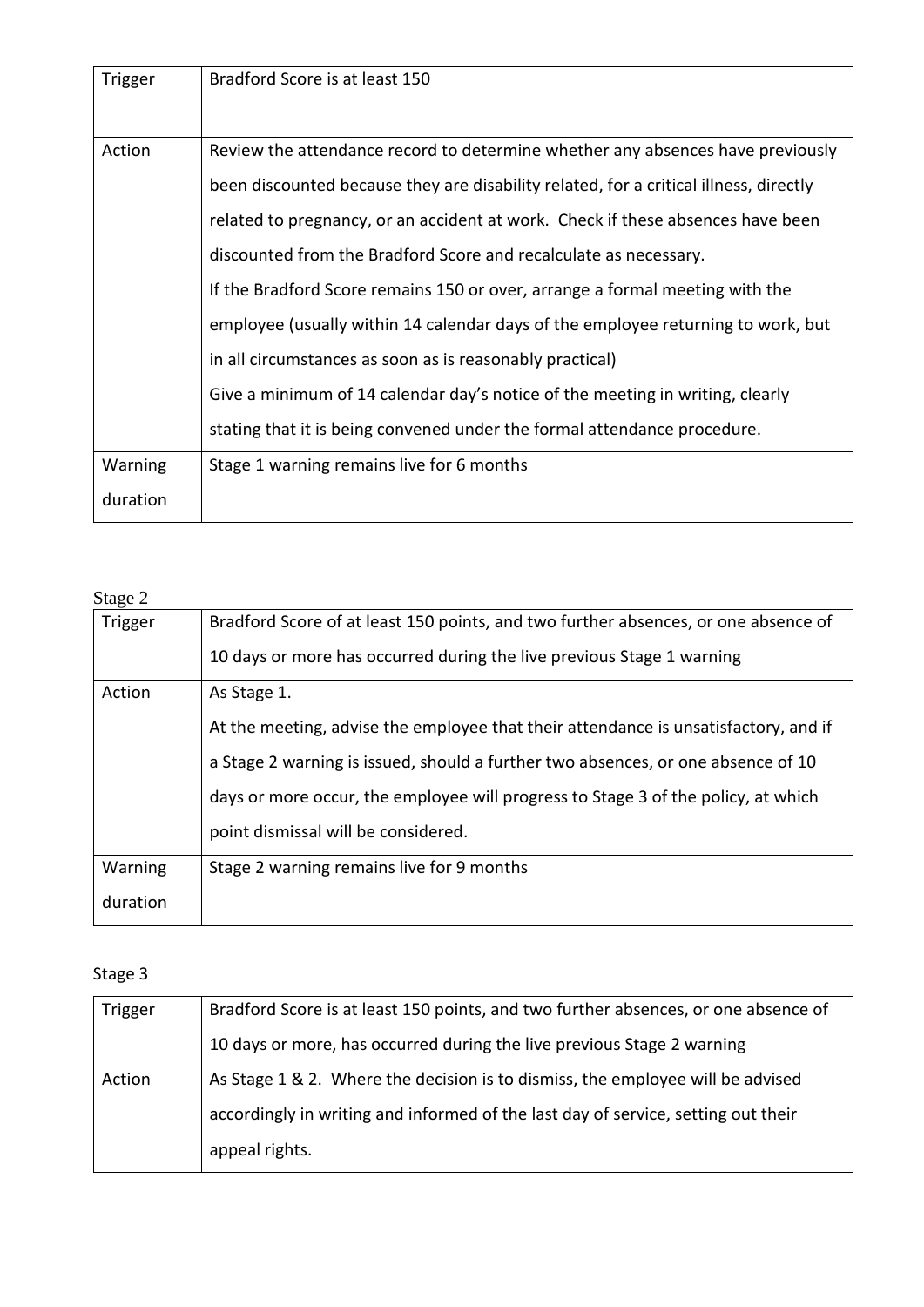| Trigger | Bradford Score is at least 150 |
|---|---|
| Action | Review the attendance record to determine whether any absences have previously been discounted because they are disability related, for a critical illness, directly related to pregnancy, or an accident at work. Check if these absences have been discounted from the Bradford Score and recalculate as necessary.<br>If the Bradford Score remains 150 or over, arrange a formal meeting with the employee (usually within 14 calendar days of the employee returning to work, but in all circumstances as soon as is reasonably practical)<br>Give a minimum of 14 calendar day's notice of the meeting in writing, clearly stating that it is being convened under the formal attendance procedure. |
| Warning duration | Stage 1 warning remains live for 6 months |

Stage 2

| Trigger | Bradford Score of at least 150 points, and two further absences, or one absence of 10 days or more has occurred during the live previous Stage 1 warning |
|---|---|
| Action | As Stage 1.<br>At the meeting, advise the employee that their attendance is unsatisfactory, and if a Stage 2 warning is issued, should a further two absences, or one absence of 10 days or more occur, the employee will progress to Stage 3 of the policy, at which point dismissal will be considered. |
| Warning duration | Stage 2 warning remains live for 9 months |

Stage 3

| Trigger | Bradford Score is at least 150 points, and two further absences, or one absence of 10 days or more, has occurred during the live previous Stage 2 warning |
|---|---|
| Action | As Stage 1 & 2. Where the decision is to dismiss, the employee will be advised accordingly in writing and informed of the last day of service, setting out their appeal rights. |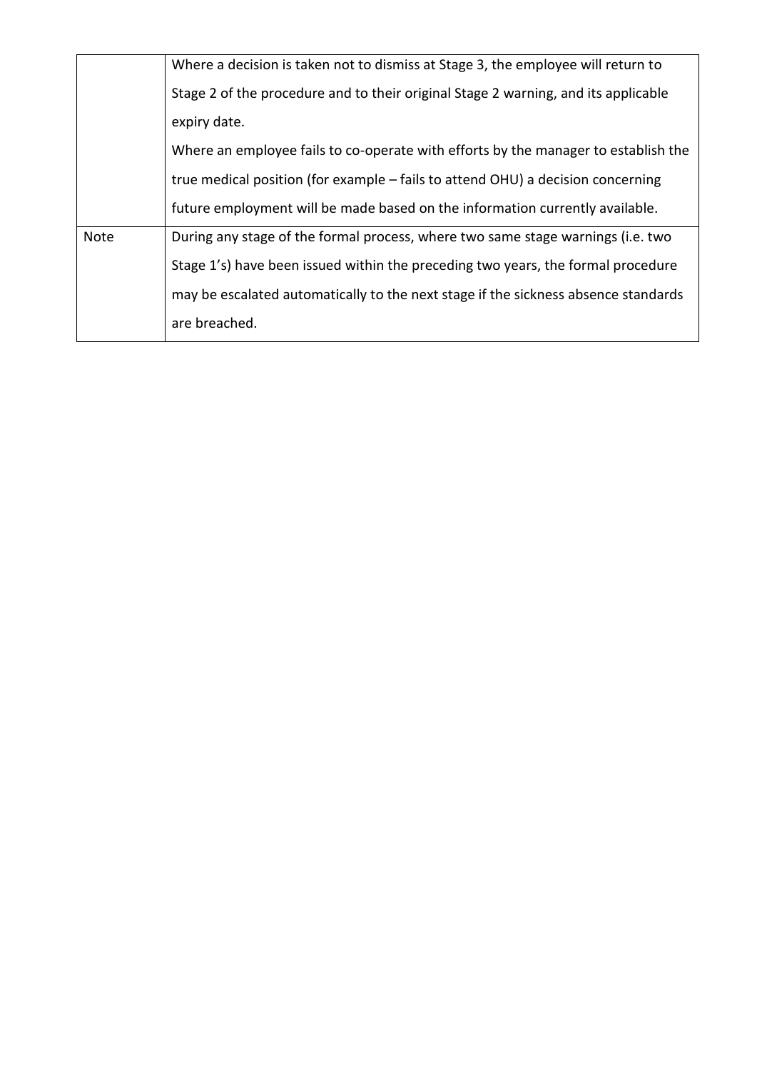| | |
|---|---|
| | Where a decision is taken not to dismiss at Stage 3, the employee will return to Stage 2 of the procedure and to their original Stage 2 warning, and its applicable expiry date.<br>Where an employee fails to co-operate with efforts by the manager to establish the true medical position (for example – fails to attend OHU) a decision concerning future employment will be made based on the information currently available. |
| Note | During any stage of the formal process, where two same stage warnings (i.e. two Stage 1's) have been issued within the preceding two years, the formal procedure may be escalated automatically to the next stage if the sickness absence standards are breached. |